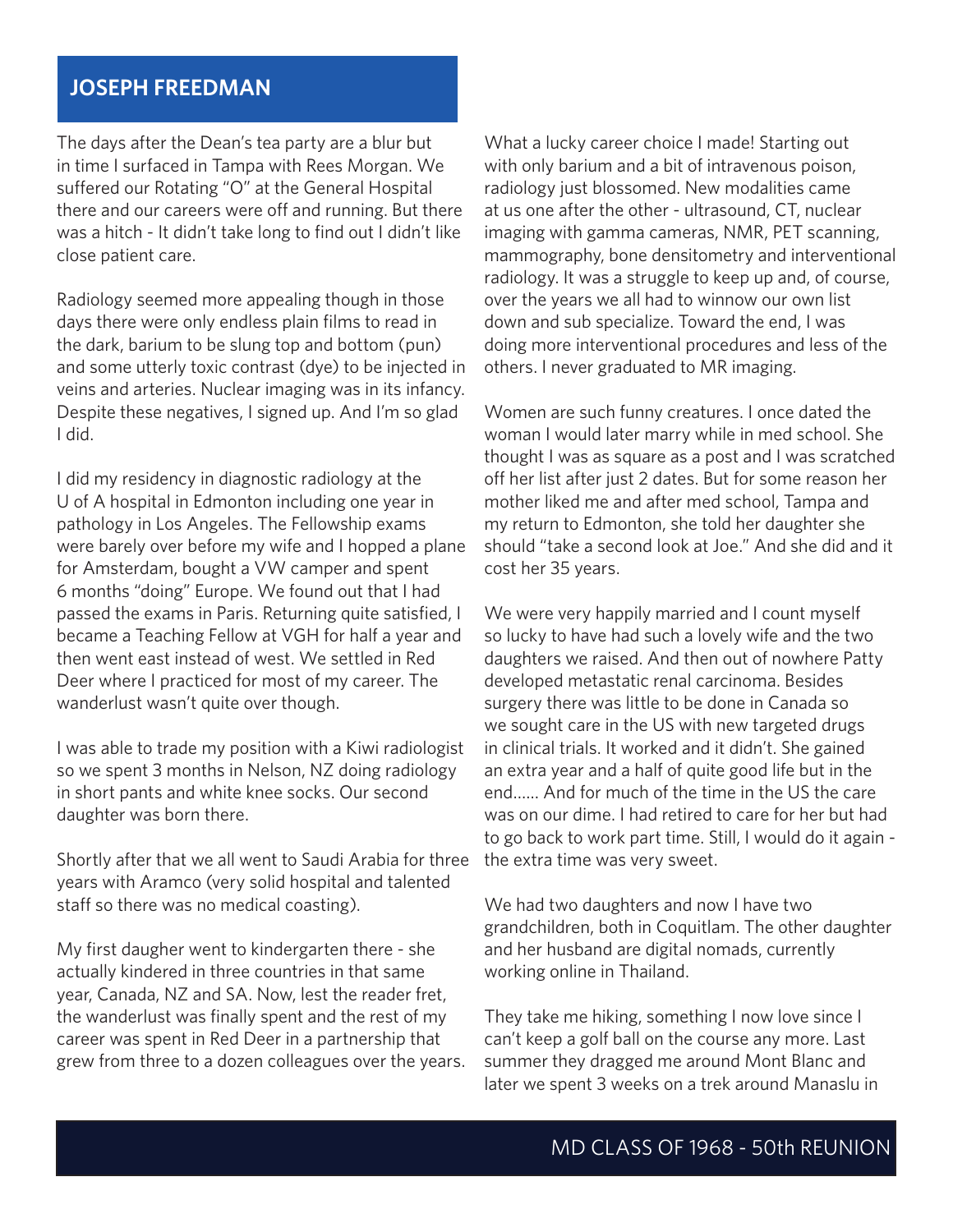## JOSEPH FREEDMAN

The days after the Dean's tea party are a blur but in time I surfaced in Tampa with Rees Morgan. We suffered our Rotating "O" at the General Hospital there and our careers were off and running. But there was a hitch - It didn't take long to find out I didn't like close patient care.

Radiology seemed more appealing though in those days there were only endless plain films to read in the dark, barium to be slung top and bottom (pun) and some utterly toxic contrast (dye) to be injected in veins and arteries. Nuclear imaging was in its infancy. Despite these negatives, I signed up. And I'm so glad I did.

I did my residency in diagnostic radiology at the U of A hospital in Edmonton including one year in pathology in Los Angeles. The Fellowship exams were barely over before my wife and I hopped a plane for Amsterdam, bought a VW camper and spent 6 months "doing" Europe. We found out that I had passed the exams in Paris. Returning quite satisfied, I became a Teaching Fellow at VGH for half a year and then went east instead of west. We settled in Red Deer where I practiced for most of my career. The wanderlust wasn't quite over though.

I was able to trade my position with a Kiwi radiologist so we spent 3 months in Nelson, NZ doing radiology in short pants and white knee socks. Our second daughter was born there.

Shortly after that we all went to Saudi Arabia for three years with Aramco (very solid hospital and talented staff so there was no medical coasting).

My first daugher went to kindergarten there - she actually kindered in three countries in that same year, Canada, NZ and SA. Now, lest the reader fret, the wanderlust was finally spent and the rest of my career was spent in Red Deer in a partnership that grew from three to a dozen colleagues over the years.

What a lucky career choice I made! Starting out with only barium and a bit of intravenous poison, radiology just blossomed. New modalities came at us one after the other - ultrasound, CT, nuclear imaging with gamma cameras, NMR, PET scanning, mammography, bone densitometry and interventional radiology. It was a struggle to keep up and, of course, over the years we all had to winnow our own list down and sub specialize. Toward the end, I was doing more interventional procedures and less of the others. I never graduated to MR imaging.

Women are such funny creatures. I once dated the woman I would later marry while in med school. She thought I was as square as a post and I was scratched off her list after just 2 dates. But for some reason her mother liked me and after med school, Tampa and my return to Edmonton, she told her daughter she should "take a second look at Joe." And she did and it cost her 35 years.

We were very happily married and I count myself so lucky to have had such a lovely wife and the two daughters we raised. And then out of nowhere Patty developed metastatic renal carcinoma. Besides surgery there was little to be done in Canada so we sought care in the US with new targeted drugs in clinical trials. It worked and it didn't. She gained an extra year and a half of quite good life but in the end...... And for much of the time in the US the care was on our dime. I had retired to care for her but had to go back to work part time. Still, I would do it again - the extra time was very sweet.

We had two daughters and now I have two grandchildren, both in Coquitlam. The other daughter and her husband are digital nomads, currently working online in Thailand.

They take me hiking, something I now love since I can't keep a golf ball on the course any more. Last summer they dragged me around Mont Blanc and later we spent 3 weeks on a trek around Manaslu in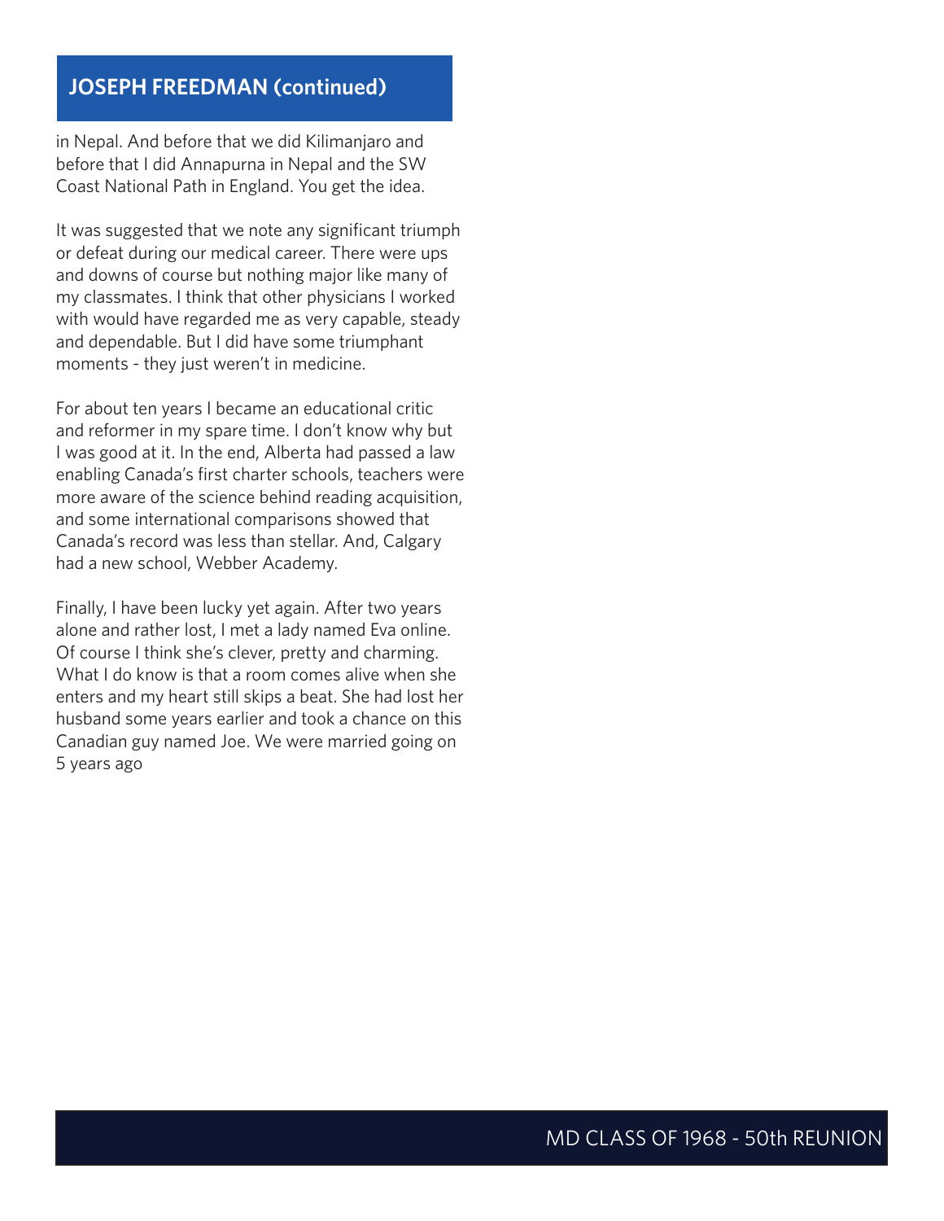## JOSEPH FREEDMAN (continued)

in Nepal. And before that we did Kilimanjaro and before that I did Annapurna in Nepal and the SW Coast National Path in England. You get the idea.

It was suggested that we note any significant triumph or defeat during our medical career. There were ups and downs of course but nothing major like many of my classmates. I think that other physicians I worked with would have regarded me as very capable, steady and dependable. But I did have some triumphant moments - they just weren't in medicine.

For about ten years I became an educational critic and reformer in my spare time. I don't know why but I was good at it. In the end, Alberta had passed a law enabling Canada's first charter schools, teachers were more aware of the science behind reading acquisition, and some international comparisons showed that Canada's record was less than stellar. And, Calgary had a new school, Webber Academy.

Finally, I have been lucky yet again. After two years alone and rather lost, I met a lady named Eva online. Of course I think she's clever, pretty and charming. What I do know is that a room comes alive when she enters and my heart still skips a beat. She had lost her husband some years earlier and took a chance on this Canadian guy named Joe. We were married going on 5 years ago